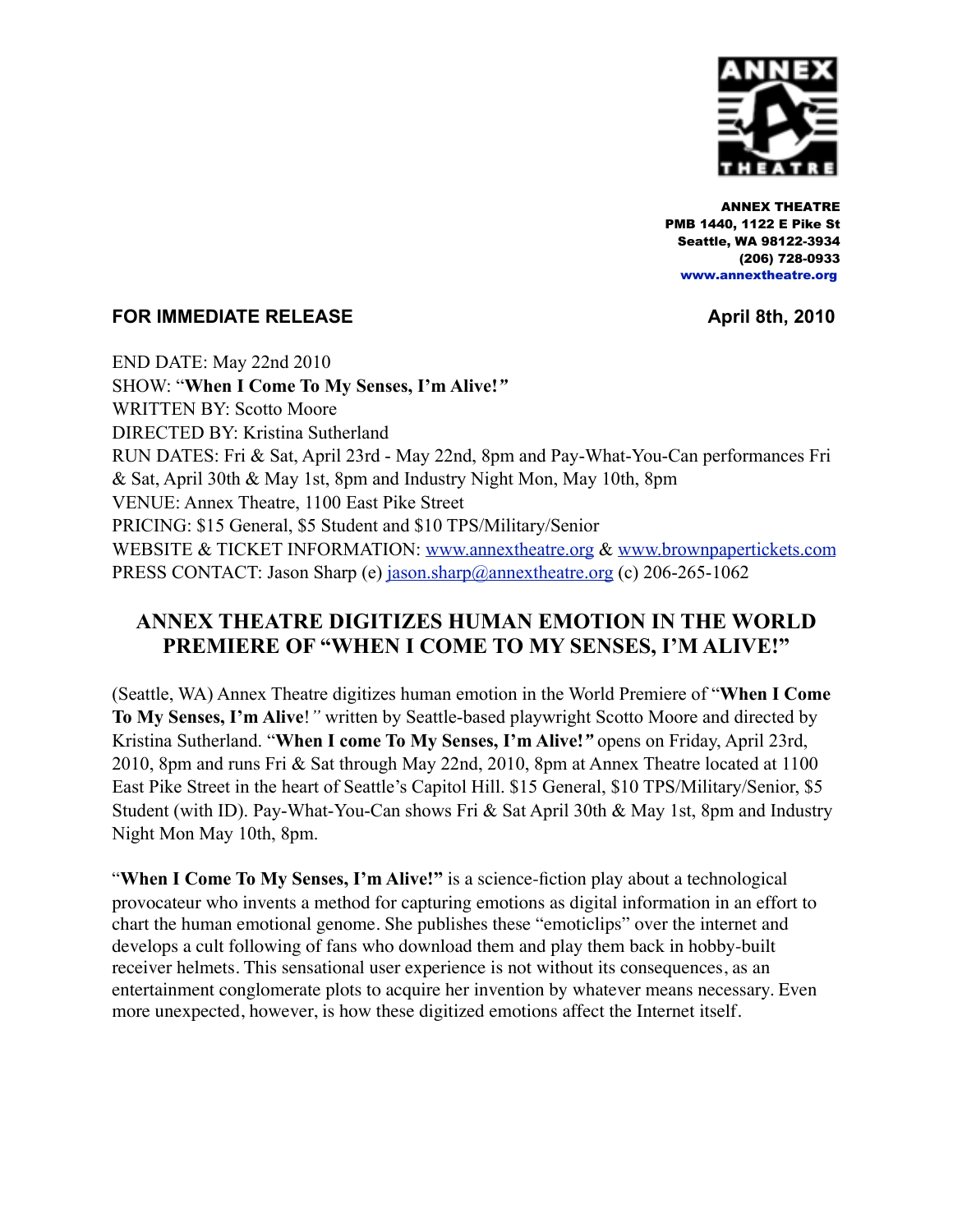**ANNEX THEATRE**
**PMB 1440, 1122 E Pike St**
**Seattle, WA 98122-3934**
**(206) 728-0933**
**www.annextheatre.org**

**FOR IMMEDIATE RELEASE** **April 8th, 2010**

END DATE: May 22nd 2010
SHOW: "**When I Come To My Senses, I'm Alive!***"*
WRITTEN BY: Scotto Moore
DIRECTED BY: Kristina Sutherland
RUN DATES: Fri & Sat, April 23rd - May 22nd, 8pm and Pay-What-You-Can performances Fri & Sat, April 30th & May 1st, 8pm and Industry Night Mon, May 10th, 8pm
VENUE: Annex Theatre, 1100 East Pike Street
PRICING: $15 General, $5 Student and $10 TPS/Military/Senior
WEBSITE & TICKET INFORMATION: www.annextheatre.org & www.brownpapertickets.com
PRESS CONTACT: Jason Sharp (e) jason.sharp@annextheatre.org (c) 206-265-1062

## ANNEX THEATRE DIGITIZES HUMAN EMOTION IN THE WORLD PREMIERE OF "WHEN I COME TO MY SENSES, I'M ALIVE!"

(Seattle, WA) Annex Theatre digitizes human emotion in the World Premiere of "**When I Come To My Senses, I'm Alive**!*"* written by Seattle-based playwright Scotto Moore and directed by Kristina Sutherland. "**When I come To My Senses, I'm Alive!***"* opens on Friday, April 23rd, 2010, 8pm and runs Fri & Sat through May 22nd, 2010, 8pm at Annex Theatre located at 1100 East Pike Street in the heart of Seattle's Capitol Hill. $15 General, $10 TPS/Military/Senior, $5 Student (with ID). Pay-What-You-Can shows Fri & Sat April 30th & May 1st, 8pm and Industry Night Mon May 10th, 8pm.

"**When I Come To My Senses, I'm Alive!"** is a science-fiction play about a technological provocateur who invents a method for capturing emotions as digital information in an effort to chart the human emotional genome. She publishes these "emoticlips" over the internet and develops a cult following of fans who download them and play them back in hobby-built receiver helmets. This sensational user experience is not without its consequences, as an entertainment conglomerate plots to acquire her invention by whatever means necessary. Even more unexpected, however, is how these digitized emotions affect the Internet itself.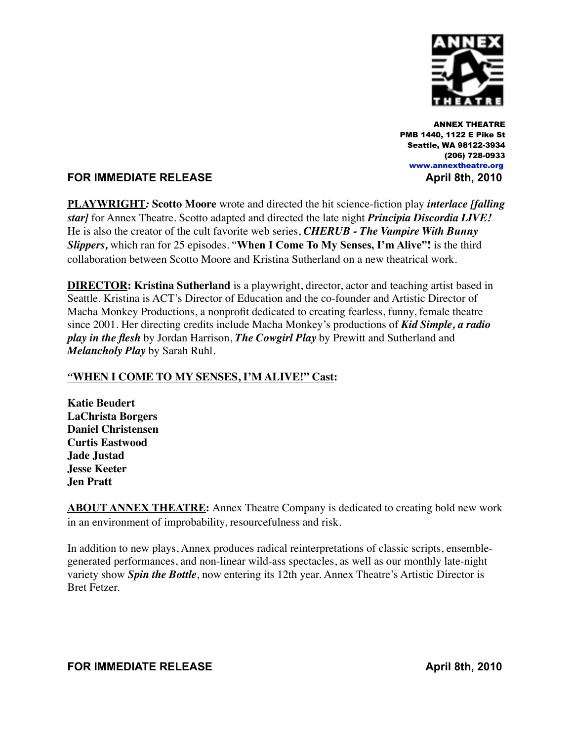ANNEX THEATRE
PMB 1440, 1122 E Pike St
Seattle, WA 98122-3934
(206) 728-0933
www.annextheatre.org

**FOR IMMEDIATE RELEASE** **April 8th, 2010**

**PLAYWRIGHT: Scotto Moore** wrote and directed the hit science-fiction play ***interlace [falling star]*** for Annex Theatre. Scotto adapted and directed the late night ***Principia Discordia LIVE!*** He is also the creator of the cult favorite web series, ***CHERUB - The Vampire With Bunny Slippers,*** which ran for 25 episodes. "**When I Come To My Senses, I'm Alive"!** is the third collaboration between Scotto Moore and Kristina Sutherland on a new theatrical work.

**DIRECTOR: Kristina Sutherland** is a playwright, director, actor and teaching artist based in Seattle. Kristina is ACT's Director of Education and the co-founder and Artistic Director of Macha Monkey Productions, a nonprofit dedicated to creating fearless, funny, female theatre since 2001. Her directing credits include Macha Monkey's productions of ***Kid Simple, a radio play in the flesh*** by Jordan Harrison, ***The Cowgirl Play*** by Prewitt and Sutherland and ***Melancholy Play*** by Sarah Ruhl.

**"WHEN I COME TO MY SENSES, I'M ALIVE!" Cast:**

**Katie Beudert**
**LaChrista Borgers**
**Daniel Christensen**
**Curtis Eastwood**
**Jade Justad**
**Jesse Keeter**
**Jen Pratt**

**ABOUT ANNEX THEATRE:** Annex Theatre Company is dedicated to creating bold new work in an environment of improbability, resourcefulness and risk.

In addition to new plays, Annex produces radical reinterpretations of classic scripts, ensemble-generated performances, and non-linear wild-ass spectacles, as well as our monthly late-night variety show ***Spin the Bottle***, now entering its 12th year. Annex Theatre's Artistic Director is Bret Fetzer.

**FOR IMMEDIATE RELEASE** **April 8th, 2010**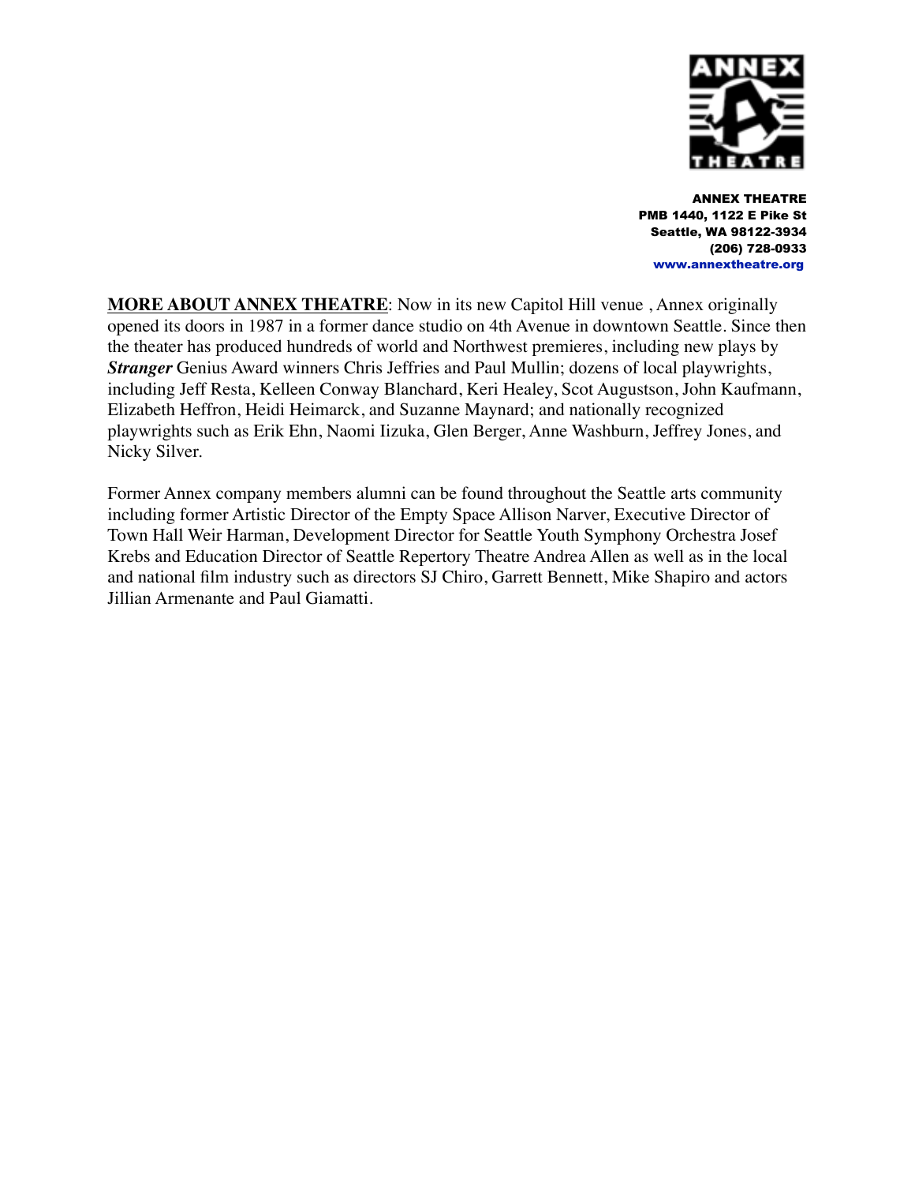**ANNEX THEATRE**
**PMB 1440, 1122 E Pike St**
**Seattle, WA 98122-3934**
**(206) 728-0933**
**www.annextheatre.org**

**MORE ABOUT ANNEX THEATRE**: Now in its new Capitol Hill venue , Annex originally opened its doors in 1987 in a former dance studio on 4th Avenue in downtown Seattle. Since then the theater has produced hundreds of world and Northwest premieres, including new plays by ***Stranger*** Genius Award winners Chris Jeffries and Paul Mullin; dozens of local playwrights, including Jeff Resta, Kelleen Conway Blanchard, Keri Healey, Scot Augustson, John Kaufmann, Elizabeth Heffron, Heidi Heimarck, and Suzanne Maynard; and nationally recognized playwrights such as Erik Ehn, Naomi Iizuka, Glen Berger, Anne Washburn, Jeffrey Jones, and Nicky Silver.

Former Annex company members alumni can be found throughout the Seattle arts community including former Artistic Director of the Empty Space Allison Narver, Executive Director of Town Hall Weir Harman, Development Director for Seattle Youth Symphony Orchestra Josef Krebs and Education Director of Seattle Repertory Theatre Andrea Allen as well as in the local and national film industry such as directors SJ Chiro, Garrett Bennett, Mike Shapiro and actors Jillian Armenante and Paul Giamatti.